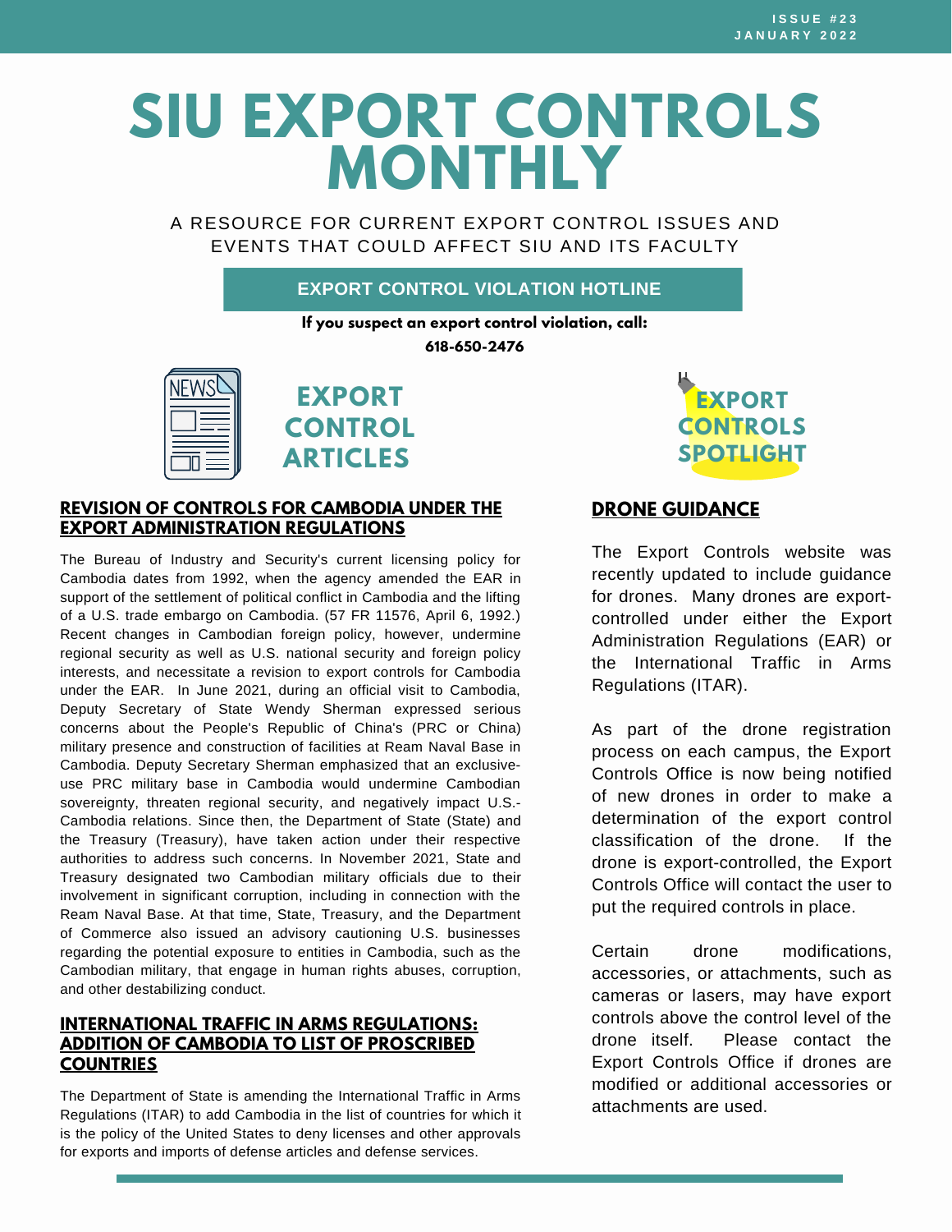ISSUE #23
JANUARY 2022

# SIU EXPORT CONTROLS MONTHLY

A RESOURCE FOR CURRENT EXPORT CONTROL ISSUES AND EVENTS THAT COULD AFFECT SIU AND ITS FACULTY

**EXPORT CONTROL VIOLATION HOTLINE**

**If you suspect an export control violation, call:**

**618-650-2476**

## EXPORT CONTROL ARTICLES

### REVISION OF CONTROLS FOR CAMBODIA UNDER THE EXPORT ADMINISTRATION REGULATIONS

The Bureau of Industry and Security's current licensing policy for Cambodia dates from 1992, when the agency amended the EAR in support of the settlement of political conflict in Cambodia and the lifting of a U.S. trade embargo on Cambodia. (57 FR 11576, April 6, 1992.) Recent changes in Cambodian foreign policy, however, undermine regional security as well as U.S. national security and foreign policy interests, and necessitate a revision to export controls for Cambodia under the EAR. In June 2021, during an official visit to Cambodia, Deputy Secretary of State Wendy Sherman expressed serious concerns about the People's Republic of China's (PRC or China) military presence and construction of facilities at Ream Naval Base in Cambodia. Deputy Secretary Sherman emphasized that an exclusive-use PRC military base in Cambodia would undermine Cambodian sovereignty, threaten regional security, and negatively impact U.S.-Cambodia relations. Since then, the Department of State (State) and the Treasury (Treasury), have taken action under their respective authorities to address such concerns. In November 2021, State and Treasury designated two Cambodian military officials due to their involvement in significant corruption, including in connection with the Ream Naval Base. At that time, State, Treasury, and the Department of Commerce also issued an advisory cautioning U.S. businesses regarding the potential exposure to entities in Cambodia, such as the Cambodian military, that engage in human rights abuses, corruption, and other destabilizing conduct.

### INTERNATIONAL TRAFFIC IN ARMS REGULATIONS: ADDITION OF CAMBODIA TO LIST OF PROSCRIBED COUNTRIES

The Department of State is amending the International Traffic in Arms Regulations (ITAR) to add Cambodia in the list of countries for which it is the policy of the United States to deny licenses and other approvals for exports and imports of defense articles and defense services.

## EXPORT CONTROLS SPOTLIGHT

### DRONE GUIDANCE

The Export Controls website was recently updated to include guidance for drones. Many drones are export-controlled under either the Export Administration Regulations (EAR) or the International Traffic in Arms Regulations (ITAR).

As part of the drone registration process on each campus, the Export Controls Office is now being notified of new drones in order to make a determination of the export control classification of the drone. If the drone is export-controlled, the Export Controls Office will contact the user to put the required controls in place.

Certain drone modifications, accessories, or attachments, such as cameras or lasers, may have export controls above the control level of the drone itself. Please contact the Export Controls Office if drones are modified or additional accessories or attachments are used.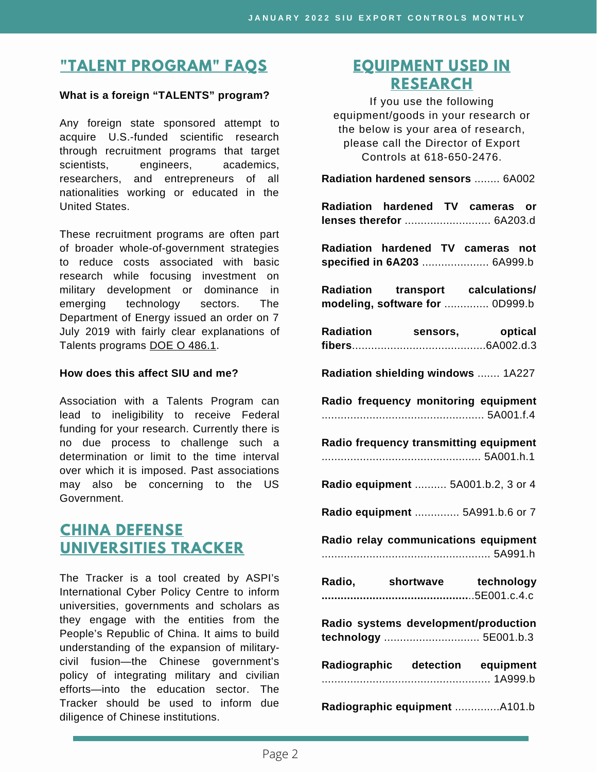## "TALENT PROGRAM" FAQS

**What is a foreign "TALENTS" program?**

Any foreign state sponsored attempt to acquire U.S.-funded scientific research through recruitment programs that target scientists, engineers, academics, researchers, and entrepreneurs of all nationalities working or educated in the United States.

These recruitment programs are often part of broader whole-of-government strategies to reduce costs associated with basic research while focusing investment on military development or dominance in emerging technology sectors. The Department of Energy issued an order on 7 July 2019 with fairly clear explanations of Talents programs DOE O 486.1.

**How does this affect SIU and me?**

Association with a Talents Program can lead to ineligibility to receive Federal funding for your research. Currently there is no due process to challenge such a determination or limit to the time interval over which it is imposed. Past associations may also be concerning to the US Government.

## CHINA DEFENSE UNIVERSITIES TRACKER

The Tracker is a tool created by ASPI's International Cyber Policy Centre to inform universities, governments and scholars as they engage with the entities from the People's Republic of China. It aims to build understanding of the expansion of military-civil fusion—the Chinese government's policy of integrating military and civilian efforts—into the education sector. The Tracker should be used to inform due diligence of Chinese institutions.

## EQUIPMENT USED IN RESEARCH

If you use the following equipment/goods in your research or the below is your area of research, please call the Director of Export Controls at 618-650-2476.

**Radiation hardened sensors** ........ 6A002

**Radiation hardened TV cameras or lenses therefor** ........................... 6A203.d

**Radiation hardened TV cameras not specified in 6A203** ..................... 6A999.b

**Radiation transport calculations/ modeling, software for** .............. 0D999.b

**Radiation sensors, optical fibers**..........................................6A002.d.3

**Radiation shielding windows** ....... 1A227

**Radio frequency monitoring equipment** ................................................... 5A001.f.4

**Radio frequency transmitting equipment** ................................................. 5A001.h.1

**Radio equipment** .......... 5A001.b.2, 3 or 4

**Radio equipment** .............. 5A991.b.6 or 7

**Radio relay communications equipment** ..................................................... 5A991.h

**Radio, shortwave technology ...............................................**5E001.c.4.c

**Radio systems development/production technology** .............................. 5E001.b.3

**Radiographic detection equipment** ..................................................... 1A999.b

**Radiographic equipment** ..............A101.b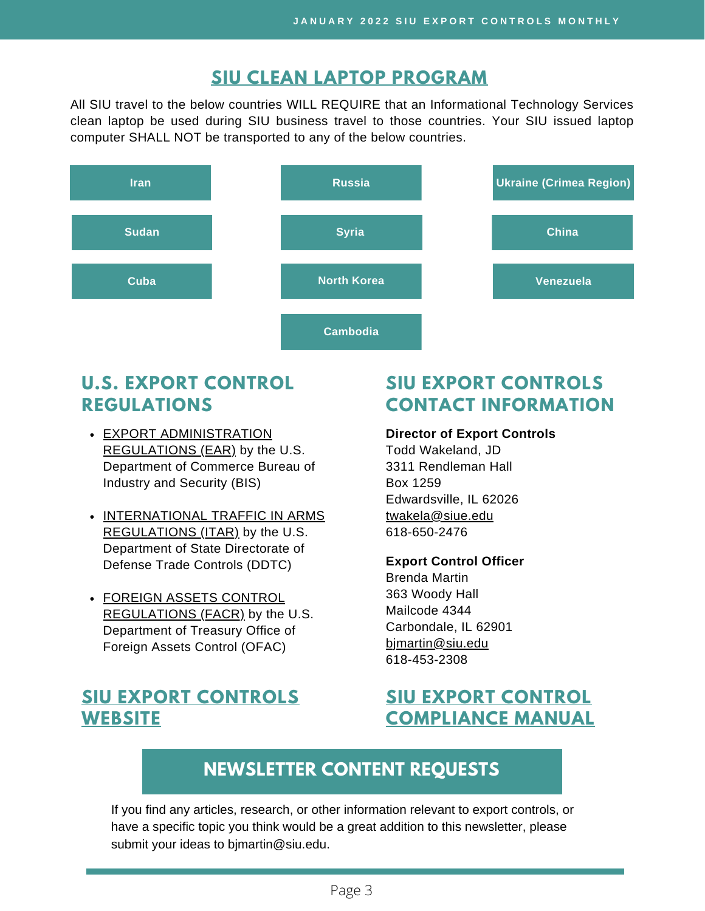## SIU CLEAN LAPTOP PROGRAM

All SIU travel to the below countries WILL REQUIRE that an Informational Technology Services clean laptop be used during SIU business travel to those countries. Your SIU issued laptop computer SHALL NOT be transported to any of the below countries.

- Iran
- Russia
- Ukraine (Crimea Region)
- Sudan
- Syria
- China
- Cuba
- North Korea
- Venezuela
- Cambodia

## U.S. EXPORT CONTROL REGULATIONS

- EXPORT ADMINISTRATION REGULATIONS (EAR) by the U.S. Department of Commerce Bureau of Industry and Security (BIS)
- INTERNATIONAL TRAFFIC IN ARMS REGULATIONS (ITAR) by the U.S. Department of State Directorate of Defense Trade Controls (DDTC)
- FOREIGN ASSETS CONTROL REGULATIONS (FACR) by the U.S. Department of Treasury Office of Foreign Assets Control (OFAC)

## SIU EXPORT CONTROLS CONTACT INFORMATION

**Director of Export Controls**
Todd Wakeland, JD
3311 Rendleman Hall
Box 1259
Edwardsville, IL 62026
twakela@siue.edu
618-650-2476

**Export Control Officer**
Brenda Martin
363 Woody Hall
Mailcode 4344
Carbondale, IL 62901
bjmartin@siu.edu
618-453-2308

## SIU EXPORT CONTROLS WEBSITE

## SIU EXPORT CONTROL COMPLIANCE MANUAL

## NEWSLETTER CONTENT REQUESTS

If you find any articles, research, or other information relevant to export controls, or have a specific topic you think would be a great addition to this newsletter, please submit your ideas to bjmartin@siu.edu.